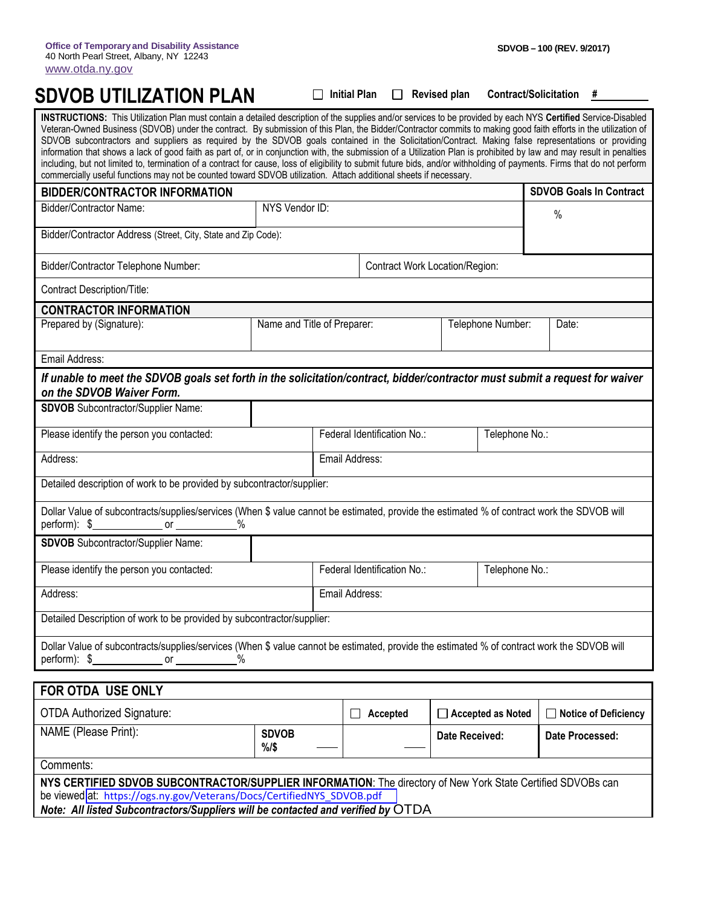Office of Temporary and Disability Assistance
40 North Pearl Street, Albany, NY 12243
www.otda.ny.gov

SDVOB – 100 (REV. 9/2017)

# SDVOB UTILIZATION PLAN

☐ Initial Plan ☐ Revised plan **Contract/Solicitation #** ________

**INSTRUCTIONS:** This Utilization Plan must contain a detailed description of the supplies and/or services to be provided by each NYS **Certified** Service-Disabled Veteran-Owned Business (SDVOB) under the contract. By submission of this Plan, the Bidder/Contractor commits to making good faith efforts in the utilization of SDVOB subcontractors and suppliers as required by the SDVOB goals contained in the Solicitation/Contract. Making false representations or providing information that shows a lack of good faith as part of, or in conjunction with, the submission of a Utilization Plan is prohibited by law and may result in penalties including, but not limited to, termination of a contract for cause, loss of eligibility to submit future bids, and/or withholding of payments. Firms that do not perform commercially useful functions may not be counted toward SDVOB utilization. Attach additional sheets if necessary.

| **BIDDER/CONTRACTOR INFORMATION** | | **SDVOB Goals In Contract** |
|---|---|---|
| Bidder/Contractor Name: | NYS Vendor ID: | % |
| Bidder/Contractor Address (Street, City, State and Zip Code): | | |
| Bidder/Contractor Telephone Number: | Contract Work Location/Region: | |
| Contract Description/Title: | | |

| **CONTRACTOR INFORMATION** | | | |
|---|---|---|---|
| Prepared by (Signature): | Name and Title of Preparer: | Telephone Number: | Date: |
| Email Address: | | | |

***If unable to meet the SDVOB goals set forth in the solicitation/contract, bidder/contractor must submit a request for waiver on the SDVOB Waiver Form.***

| **SDVOB** Subcontractor/Supplier Name: | | |
|---|---|---|
| Please identify the person you contacted: | Federal Identification No.: | Telephone No.: |
| Address: | Email Address: | |
| Detailed description of work to be provided by subcontractor/supplier: | | |
| Dollar Value of subcontracts/supplies/services (When $ value cannot be estimated, provide the estimated % of contract work the SDVOB will perform): $____________ or __________% | | |

| **SDVOB** Subcontractor/Supplier Name: | | |
|---|---|---|
| Please identify the person you contacted: | Federal Identification No.: | Telephone No.: |
| Address: | Email Address: | |
| Detailed Description of work to be provided by subcontractor/supplier: | | |
| Dollar Value of subcontracts/supplies/services (When $ value cannot be estimated, provide the estimated % of contract work the SDVOB will perform): $____________ or __________% | | |

| **FOR OTDA USE ONLY** | | | | |
|---|---|---|---|---|
| OTDA Authorized Signature: | | ☐ **Accepted** | ☐ **Accepted as Noted** | ☐ **Notice of Deficiency** |
| NAME (Please Print): | **SDVOB %/$** ____ | ____ | **Date Received:** | **Date Processed:** |
| Comments: | | | | |

**NYS CERTIFIED SDVOB SUBCONTRACTOR/SUPPLIER INFORMATION**: The directory of New York State Certified SDVOBs can be viewed at: https://ogs.ny.gov/Veterans/Docs/CertifiedNYS_SDVOB.pdf

***Note: All listed Subcontractors/Suppliers will be contacted and verified by*** OTDA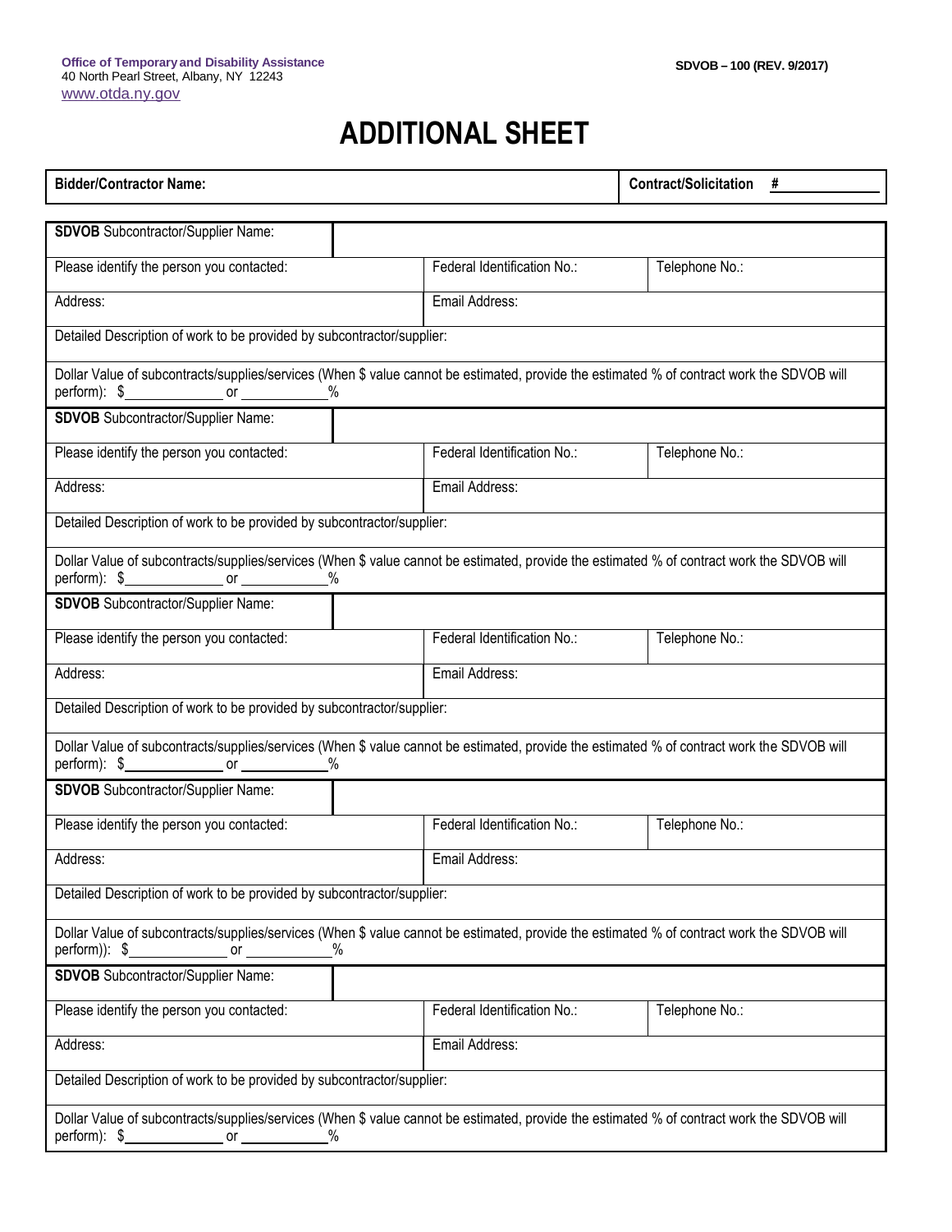Office of Temporary and Disability Assistance
40 North Pearl Street, Albany, NY 12243
www.otda.ny.gov

SDVOB – 100 (REV. 9/2017)

# ADDITIONAL SHEET

| Bidder/Contractor Name: | Contract/Solicitation # ________ |
|---|---|

| **SDVOB** Subcontractor/Supplier Name: | | |
|---|---|---|
| Please identify the person you contacted: | Federal Identification No.: | Telephone No.: |
| Address: | Email Address: | |
| Detailed Description of work to be provided by subcontractor/supplier: | | |
| Dollar Value of subcontracts/supplies/services (When $ value cannot be estimated, provide the estimated % of contract work the SDVOB will perform): $____________ or __________% | | |

| **SDVOB** Subcontractor/Supplier Name: | | |
|---|---|---|
| Please identify the person you contacted: | Federal Identification No.: | Telephone No.: |
| Address: | Email Address: | |
| Detailed Description of work to be provided by subcontractor/supplier: | | |
| Dollar Value of subcontracts/supplies/services (When $ value cannot be estimated, provide the estimated % of contract work the SDVOB will perform): $____________ or __________% | | |

| **SDVOB** Subcontractor/Supplier Name: | | |
|---|---|---|
| Please identify the person you contacted: | Federal Identification No.: | Telephone No.: |
| Address: | Email Address: | |
| Detailed Description of work to be provided by subcontractor/supplier: | | |
| Dollar Value of subcontracts/supplies/services (When $ value cannot be estimated, provide the estimated % of contract work the SDVOB will perform): $____________ or __________% | | |

| **SDVOB** Subcontractor/Supplier Name: | | |
|---|---|---|
| Please identify the person you contacted: | Federal Identification No.: | Telephone No.: |
| Address: | Email Address: | |
| Detailed Description of work to be provided by subcontractor/supplier: | | |
| Dollar Value of subcontracts/supplies/services (When $ value cannot be estimated, provide the estimated % of contract work the SDVOB will perform)): $____________ or __________% | | |

| **SDVOB** Subcontractor/Supplier Name: | | |
|---|---|---|
| Please identify the person you contacted: | Federal Identification No.: | Telephone No.: |
| Address: | Email Address: | |
| Detailed Description of work to be provided by subcontractor/supplier: | | |
| Dollar Value of subcontracts/supplies/services (When $ value cannot be estimated, provide the estimated % of contract work the SDVOB will perform): $____________ or __________% | | |